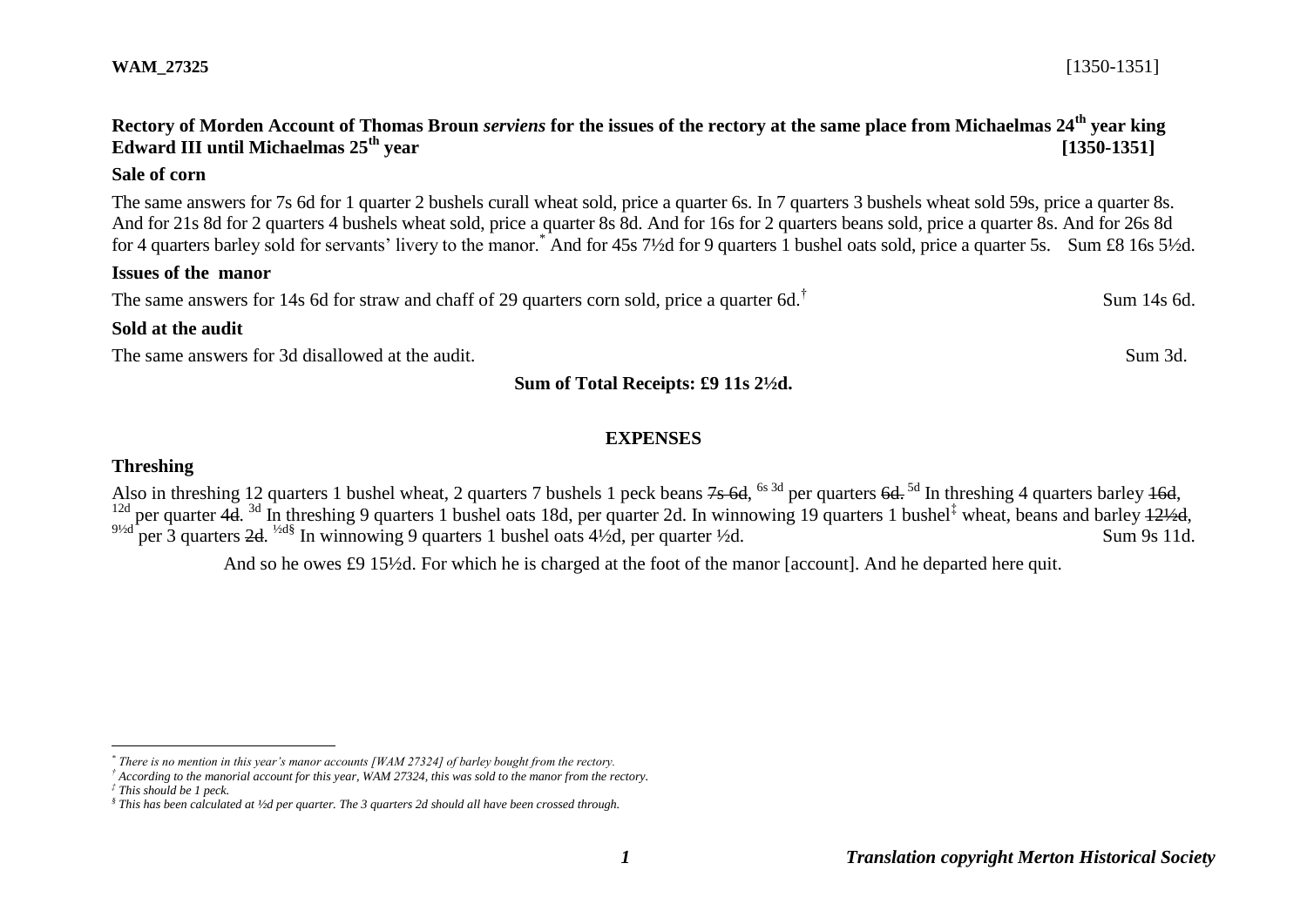**WAM_27325** [1350-1351]

## Rectory of Morden Account of Thomas Broun *serviens* for the issues of the rectory at the same place from Michaelmas 24th year king Edward III until Michaelmas 25th year [1350-1351]

### Sale of corn

The same answers for 7s 6d for 1 quarter 2 bushels curall wheat sold, price a quarter 6s. In 7 quarters 3 bushels wheat sold 59s, price a quarter 8s. And for 21s 8d for 2 quarters 4 bushels wheat sold, price a quarter 8s 8d. And for 16s for 2 quarters beans sold, price a quarter 8s. And for 26s 8d for 4 quarters barley sold for servants' livery to the manor.[*] And for 45s 7½d for 9 quarters 1 bushel oats sold, price a quarter 5s. Sum £8 16s 5½d.

### Issues of the manor

The same answers for 14s 6d for straw and chaff of 29 quarters corn sold, price a quarter 6d.[†] Sum 14s 6d.

### Sold at the audit

The same answers for 3d disallowed at the audit. Sum 3d.

**Sum of Total Receipts: £9 11s 2½d.**

## EXPENSES

### Threshing

Also in threshing 12 quarters 1 bushel wheat, 2 quarters 7 bushels 1 peck beans ~~7s 6d~~, 6s 3d per quarters ~~6d.~~ 5d In threshing 4 quarters barley ~~16d~~, 12d per quarter ~~4d~~. 3d In threshing 9 quarters 1 bushel oats 18d, per quarter 2d. In winnowing 19 quarters 1 bushel[‡] wheat, beans and barley ~~12½d~~, 9½d per 3 quarters ~~2d~~. ½d[§] In winnowing 9 quarters 1 bushel oats 4½d, per quarter ½d. Sum 9s 11d.

And so he owes £9 15½d. For which he is charged at the foot of the manor [account]. And he departed here quit.

---

[*] *There is no mention in this year's manor accounts [WAM 27324] of barley bought from the rectory.*

[†] *According to the manorial account for this year, WAM 27324, this was sold to the manor from the rectory.*

[‡] *This should be 1 peck.*

[§] *This has been calculated at ½d per quarter. The 3 quarters 2d should all have been crossed through.*

*Translation copyright Merton Historical Society*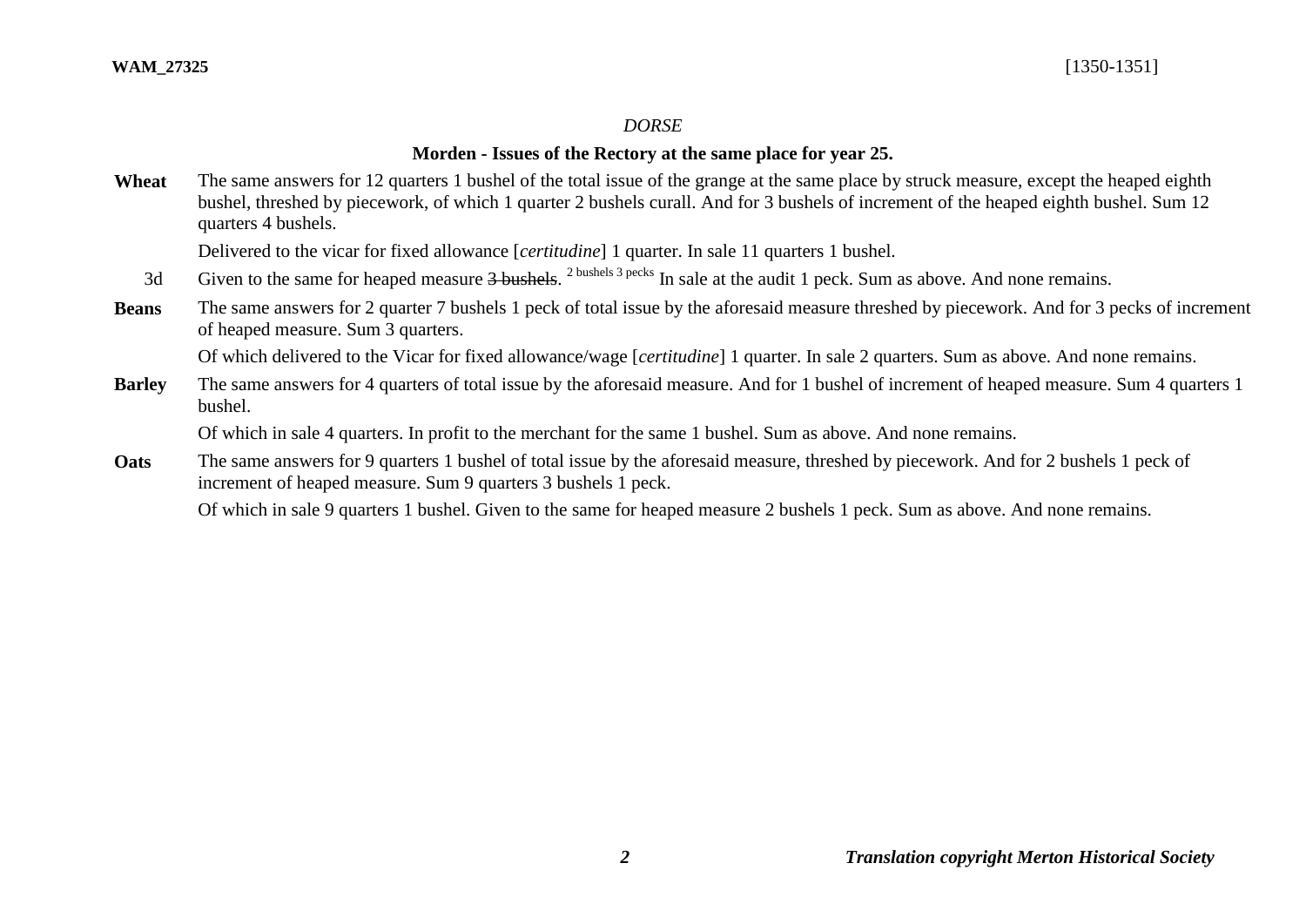*DORSE*

**Morden - Issues of the Rectory at the same place for year 25.**

**Wheat** The same answers for 12 quarters 1 bushel of the total issue of the grange at the same place by struck measure, except the heaped eighth bushel, threshed by piecework, of which 1 quarter 2 bushels curall. And for 3 bushels of increment of the heaped eighth bushel. Sum 12 quarters 4 bushels.

Delivered to the vicar for fixed allowance [*certitudine*] 1 quarter. In sale 11 quarters 1 bushel.

3d Given to the same for heaped measure ~~3 bushels~~. [2 bushels 3 pecks] In sale at the audit 1 peck. Sum as above. And none remains.

**Beans** The same answers for 2 quarter 7 bushels 1 peck of total issue by the aforesaid measure threshed by piecework. And for 3 pecks of increment of heaped measure. Sum 3 quarters.

Of which delivered to the Vicar for fixed allowance/wage [*certitudine*] 1 quarter. In sale 2 quarters. Sum as above. And none remains.

**Barley** The same answers for 4 quarters of total issue by the aforesaid measure. And for 1 bushel of increment of heaped measure. Sum 4 quarters 1 bushel.

Of which in sale 4 quarters. In profit to the merchant for the same 1 bushel. Sum as above. And none remains.

**Oats** The same answers for 9 quarters 1 bushel of total issue by the aforesaid measure, threshed by piecework. And for 2 bushels 1 peck of increment of heaped measure. Sum 9 quarters 3 bushels 1 peck.

Of which in sale 9 quarters 1 bushel. Given to the same for heaped measure 2 bushels 1 peck. Sum as above. And none remains.